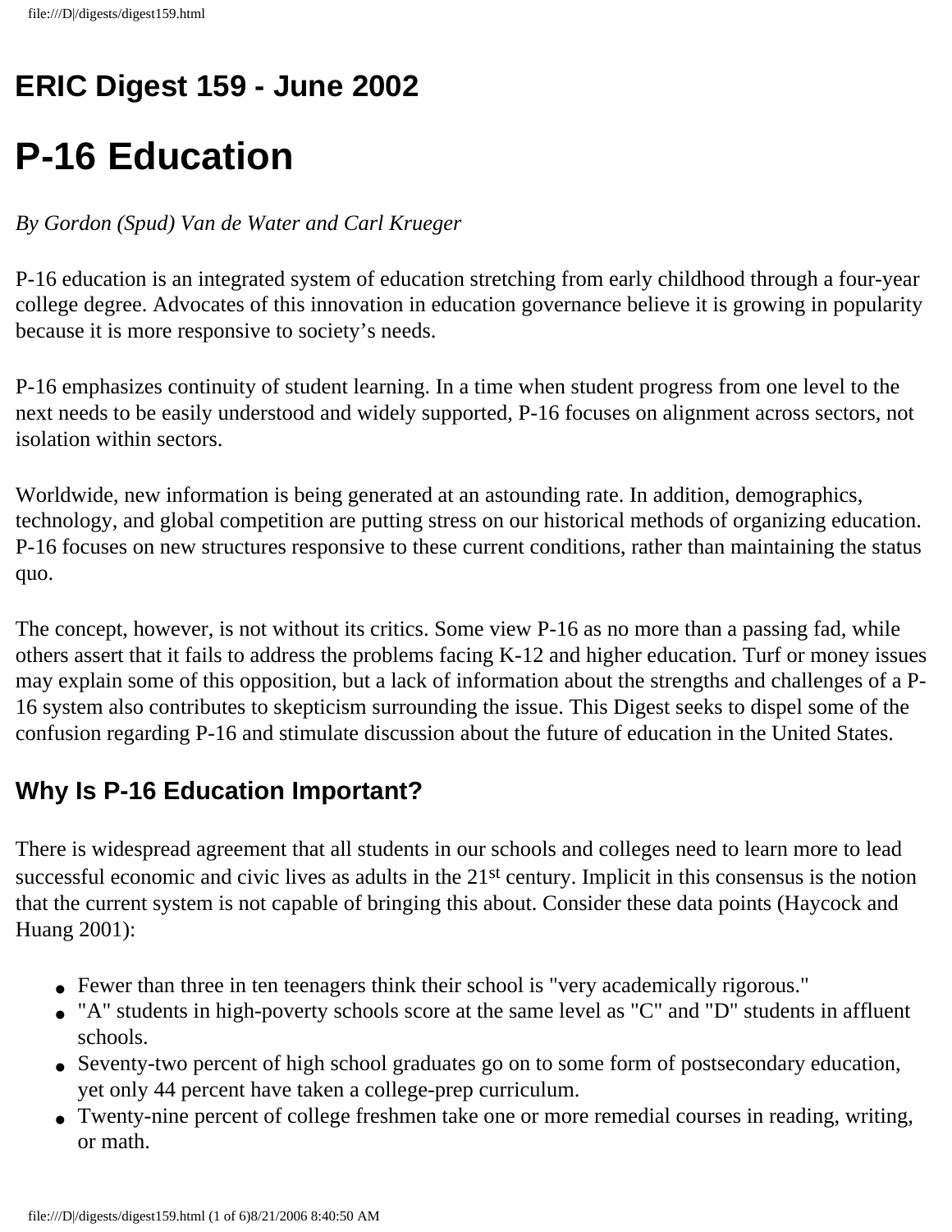# ERIC Digest 159 - June 2002

# P-16 Education

*By Gordon (Spud) Van de Water and Carl Krueger*

P-16 education is an integrated system of education stretching from early childhood through a four-year college degree. Advocates of this innovation in education governance believe it is growing in popularity because it is more responsive to society's needs.

P-16 emphasizes continuity of student learning. In a time when student progress from one level to the next needs to be easily understood and widely supported, P-16 focuses on alignment across sectors, not isolation within sectors.

Worldwide, new information is being generated at an astounding rate. In addition, demographics, technology, and global competition are putting stress on our historical methods of organizing education. P-16 focuses on new structures responsive to these current conditions, rather than maintaining the status quo.

The concept, however, is not without its critics. Some view P-16 as no more than a passing fad, while others assert that it fails to address the problems facing K-12 and higher education. Turf or money issues may explain some of this opposition, but a lack of information about the strengths and challenges of a P-16 system also contributes to skepticism surrounding the issue. This Digest seeks to dispel some of the confusion regarding P-16 and stimulate discussion about the future of education in the United States.

## Why Is P-16 Education Important?

There is widespread agreement that all students in our schools and colleges need to learn more to lead successful economic and civic lives as adults in the 21st century. Implicit in this consensus is the notion that the current system is not capable of bringing this about. Consider these data points (Haycock and Huang 2001):

- Fewer than three in ten teenagers think their school is "very academically rigorous."
- "A" students in high-poverty schools score at the same level as "C" and "D" students in affluent schools.
- Seventy-two percent of high school graduates go on to some form of postsecondary education, yet only 44 percent have taken a college-prep curriculum.
- Twenty-nine percent of college freshmen take one or more remedial courses in reading, writing, or math.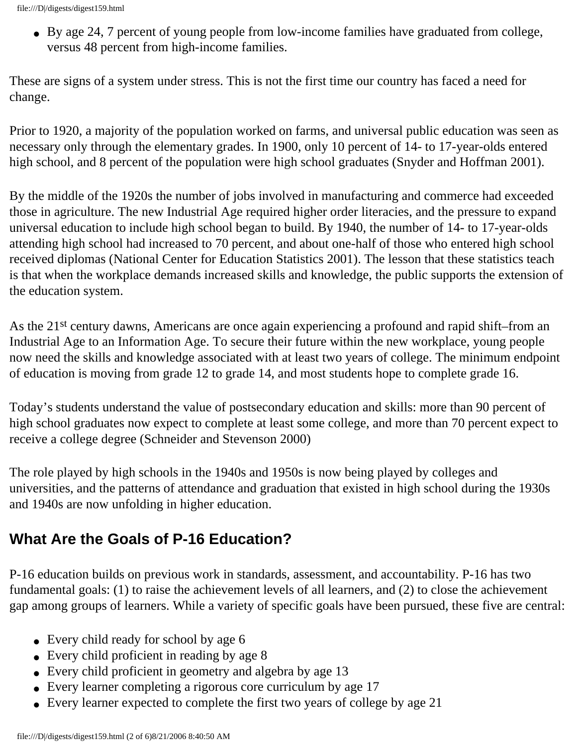- By age 24, 7 percent of young people from low-income families have graduated from college, versus 48 percent from high-income families.

These are signs of a system under stress. This is not the first time our country has faced a need for change.

Prior to 1920, a majority of the population worked on farms, and universal public education was seen as necessary only through the elementary grades. In 1900, only 10 percent of 14- to 17-year-olds entered high school, and 8 percent of the population were high school graduates (Snyder and Hoffman 2001).

By the middle of the 1920s the number of jobs involved in manufacturing and commerce had exceeded those in agriculture. The new Industrial Age required higher order literacies, and the pressure to expand universal education to include high school began to build. By 1940, the number of 14- to 17-year-olds attending high school had increased to 70 percent, and about one-half of those who entered high school received diplomas (National Center for Education Statistics 2001). The lesson that these statistics teach is that when the workplace demands increased skills and knowledge, the public supports the extension of the education system.

As the 21st century dawns, Americans are once again experiencing a profound and rapid shift–from an Industrial Age to an Information Age. To secure their future within the new workplace, young people now need the skills and knowledge associated with at least two years of college. The minimum endpoint of education is moving from grade 12 to grade 14, and most students hope to complete grade 16.

Today's students understand the value of postsecondary education and skills: more than 90 percent of high school graduates now expect to complete at least some college, and more than 70 percent expect to receive a college degree (Schneider and Stevenson 2000)

The role played by high schools in the 1940s and 1950s is now being played by colleges and universities, and the patterns of attendance and graduation that existed in high school during the 1930s and 1940s are now unfolding in higher education.

## What Are the Goals of P-16 Education?

P-16 education builds on previous work in standards, assessment, and accountability. P-16 has two fundamental goals: (1) to raise the achievement levels of all learners, and (2) to close the achievement gap among groups of learners. While a variety of specific goals have been pursued, these five are central:

- Every child ready for school by age 6
- Every child proficient in reading by age 8
- Every child proficient in geometry and algebra by age 13
- Every learner completing a rigorous core curriculum by age 17
- Every learner expected to complete the first two years of college by age 21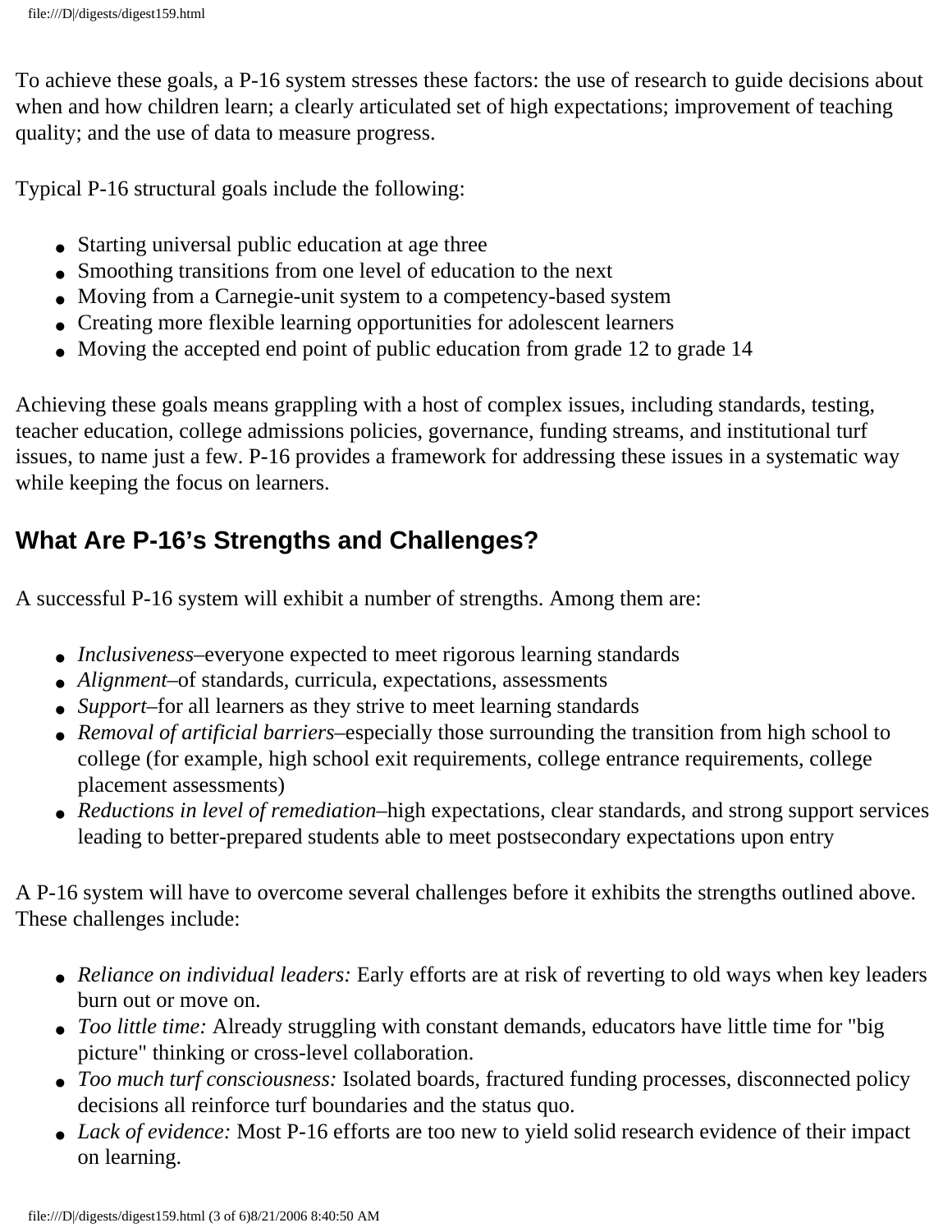To achieve these goals, a P-16 system stresses these factors: the use of research to guide decisions about when and how children learn; a clearly articulated set of high expectations; improvement of teaching quality; and the use of data to measure progress.

Typical P-16 structural goals include the following:

- Starting universal public education at age three
- Smoothing transitions from one level of education to the next
- Moving from a Carnegie-unit system to a competency-based system
- Creating more flexible learning opportunities for adolescent learners
- Moving the accepted end point of public education from grade 12 to grade 14

Achieving these goals means grappling with a host of complex issues, including standards, testing, teacher education, college admissions policies, governance, funding streams, and institutional turf issues, to name just a few. P-16 provides a framework for addressing these issues in a systematic way while keeping the focus on learners.

## What Are P-16's Strengths and Challenges?

A successful P-16 system will exhibit a number of strengths. Among them are:

- *Inclusiveness*–everyone expected to meet rigorous learning standards
- *Alignment*–of standards, curricula, expectations, assessments
- *Support*–for all learners as they strive to meet learning standards
- *Removal of artificial barriers*–especially those surrounding the transition from high school to college (for example, high school exit requirements, college entrance requirements, college placement assessments)
- *Reductions in level of remediation*–high expectations, clear standards, and strong support services leading to better-prepared students able to meet postsecondary expectations upon entry

A P-16 system will have to overcome several challenges before it exhibits the strengths outlined above. These challenges include:

- *Reliance on individual leaders:* Early efforts are at risk of reverting to old ways when key leaders burn out or move on.
- *Too little time:* Already struggling with constant demands, educators have little time for "big picture" thinking or cross-level collaboration.
- *Too much turf consciousness:* Isolated boards, fractured funding processes, disconnected policy decisions all reinforce turf boundaries and the status quo.
- *Lack of evidence:* Most P-16 efforts are too new to yield solid research evidence of their impact on learning.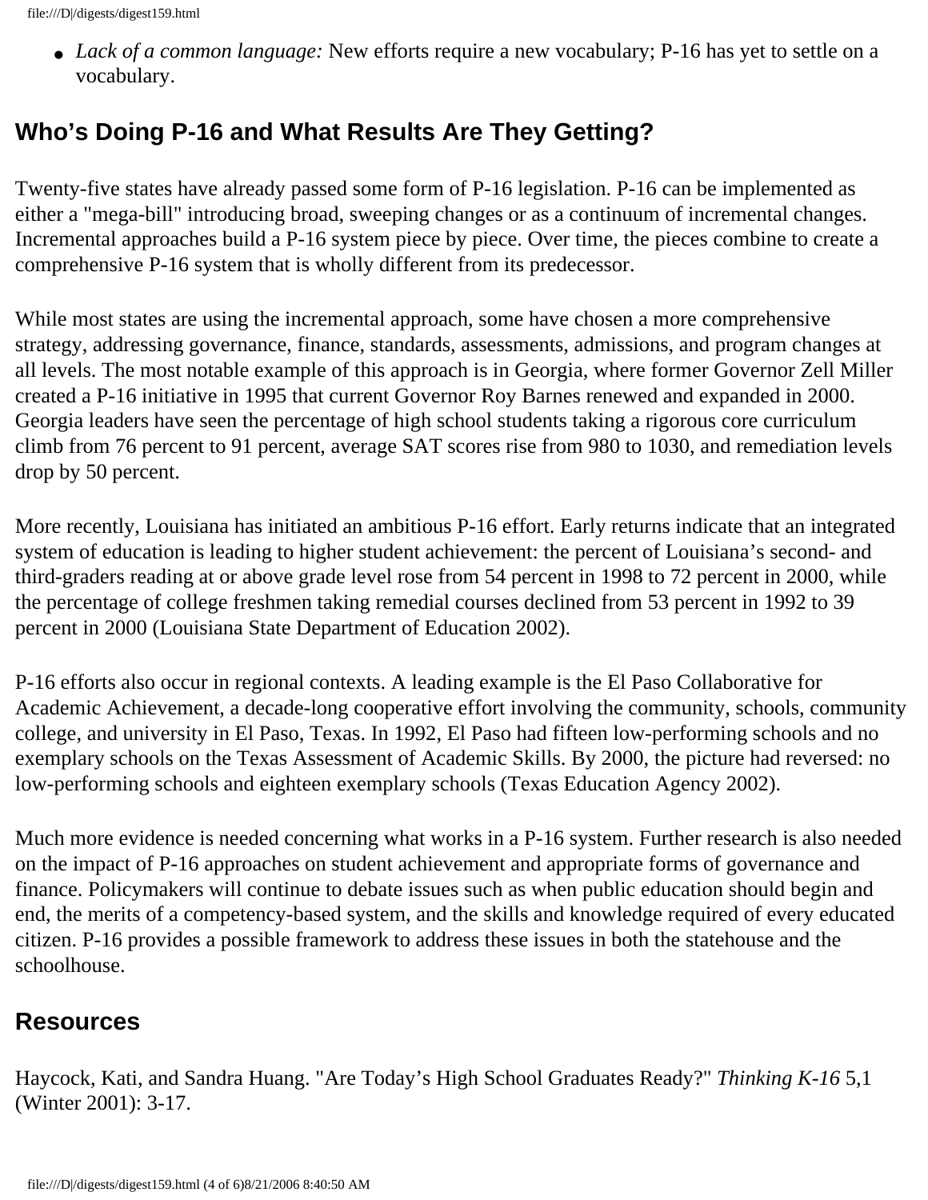- *Lack of a common language:* New efforts require a new vocabulary; P-16 has yet to settle on a vocabulary.

## Who's Doing P-16 and What Results Are They Getting?

Twenty-five states have already passed some form of P-16 legislation. P-16 can be implemented as either a "mega-bill" introducing broad, sweeping changes or as a continuum of incremental changes. Incremental approaches build a P-16 system piece by piece. Over time, the pieces combine to create a comprehensive P-16 system that is wholly different from its predecessor.

While most states are using the incremental approach, some have chosen a more comprehensive strategy, addressing governance, finance, standards, assessments, admissions, and program changes at all levels. The most notable example of this approach is in Georgia, where former Governor Zell Miller created a P-16 initiative in 1995 that current Governor Roy Barnes renewed and expanded in 2000. Georgia leaders have seen the percentage of high school students taking a rigorous core curriculum climb from 76 percent to 91 percent, average SAT scores rise from 980 to 1030, and remediation levels drop by 50 percent.

More recently, Louisiana has initiated an ambitious P-16 effort. Early returns indicate that an integrated system of education is leading to higher student achievement: the percent of Louisiana's second- and third-graders reading at or above grade level rose from 54 percent in 1998 to 72 percent in 2000, while the percentage of college freshmen taking remedial courses declined from 53 percent in 1992 to 39 percent in 2000 (Louisiana State Department of Education 2002).

P-16 efforts also occur in regional contexts. A leading example is the El Paso Collaborative for Academic Achievement, a decade-long cooperative effort involving the community, schools, community college, and university in El Paso, Texas. In 1992, El Paso had fifteen low-performing schools and no exemplary schools on the Texas Assessment of Academic Skills. By 2000, the picture had reversed: no low-performing schools and eighteen exemplary schools (Texas Education Agency 2002).

Much more evidence is needed concerning what works in a P-16 system. Further research is also needed on the impact of P-16 approaches on student achievement and appropriate forms of governance and finance. Policymakers will continue to debate issues such as when public education should begin and end, the merits of a competency-based system, and the skills and knowledge required of every educated citizen. P-16 provides a possible framework to address these issues in both the statehouse and the schoolhouse.

## Resources

Haycock, Kati, and Sandra Huang. "Are Today's High School Graduates Ready?" *Thinking K-16* 5,1 (Winter 2001): 3-17.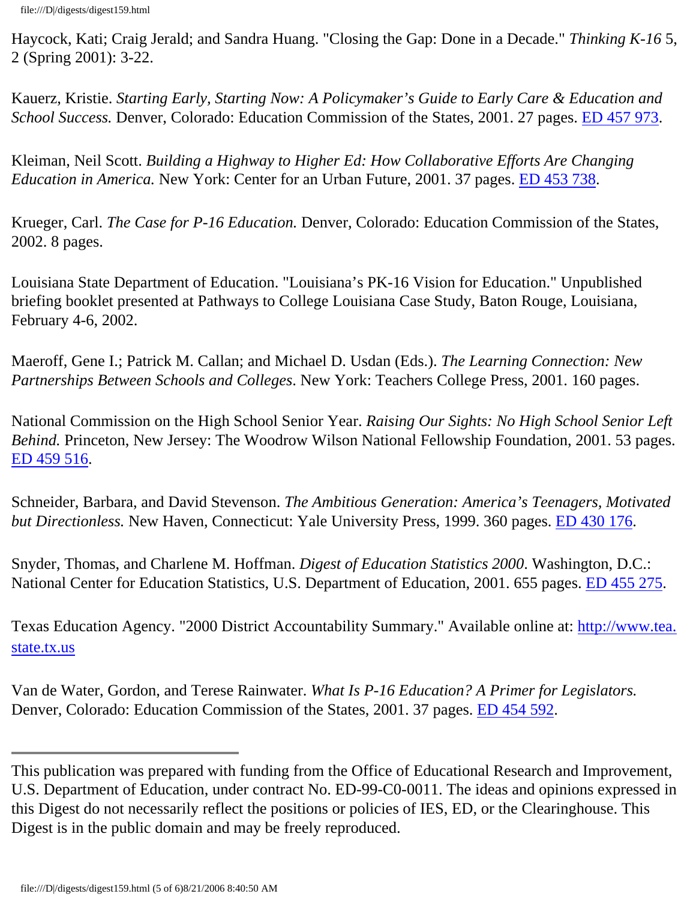Haycock, Kati; Craig Jerald; and Sandra Huang. "Closing the Gap: Done in a Decade." *Thinking K-16* 5, 2 (Spring 2001): 3-22.

Kauerz, Kristie. *Starting Early, Starting Now: A Policymaker's Guide to Early Care & Education and School Success.* Denver, Colorado: Education Commission of the States, 2001. 27 pages. ED 457 973.

Kleiman, Neil Scott. *Building a Highway to Higher Ed: How Collaborative Efforts Are Changing Education in America.* New York: Center for an Urban Future, 2001. 37 pages. ED 453 738.

Krueger, Carl. *The Case for P-16 Education.* Denver, Colorado: Education Commission of the States, 2002. 8 pages.

Louisiana State Department of Education. "Louisiana's PK-16 Vision for Education." Unpublished briefing booklet presented at Pathways to College Louisiana Case Study, Baton Rouge, Louisiana, February 4-6, 2002.

Maeroff, Gene I.; Patrick M. Callan; and Michael D. Usdan (Eds.). *The Learning Connection: New Partnerships Between Schools and Colleges*. New York: Teachers College Press, 2001. 160 pages.

National Commission on the High School Senior Year. *Raising Our Sights: No High School Senior Left Behind.* Princeton, New Jersey: The Woodrow Wilson National Fellowship Foundation, 2001. 53 pages. ED 459 516.

Schneider, Barbara, and David Stevenson. *The Ambitious Generation: America's Teenagers, Motivated but Directionless.* New Haven, Connecticut: Yale University Press, 1999. 360 pages. ED 430 176.

Snyder, Thomas, and Charlene M. Hoffman. *Digest of Education Statistics 2000*. Washington, D.C.: National Center for Education Statistics, U.S. Department of Education, 2001. 655 pages. ED 455 275.

Texas Education Agency. "2000 District Accountability Summary." Available online at: http://www.tea.state.tx.us

Van de Water, Gordon, and Terese Rainwater. *What Is P-16 Education? A Primer for Legislators.* Denver, Colorado: Education Commission of the States, 2001. 37 pages. ED 454 592.

---

This publication was prepared with funding from the Office of Educational Research and Improvement, U.S. Department of Education, under contract No. ED-99-C0-0011. The ideas and opinions expressed in this Digest do not necessarily reflect the positions or policies of IES, ED, or the Clearinghouse. This Digest is in the public domain and may be freely reproduced.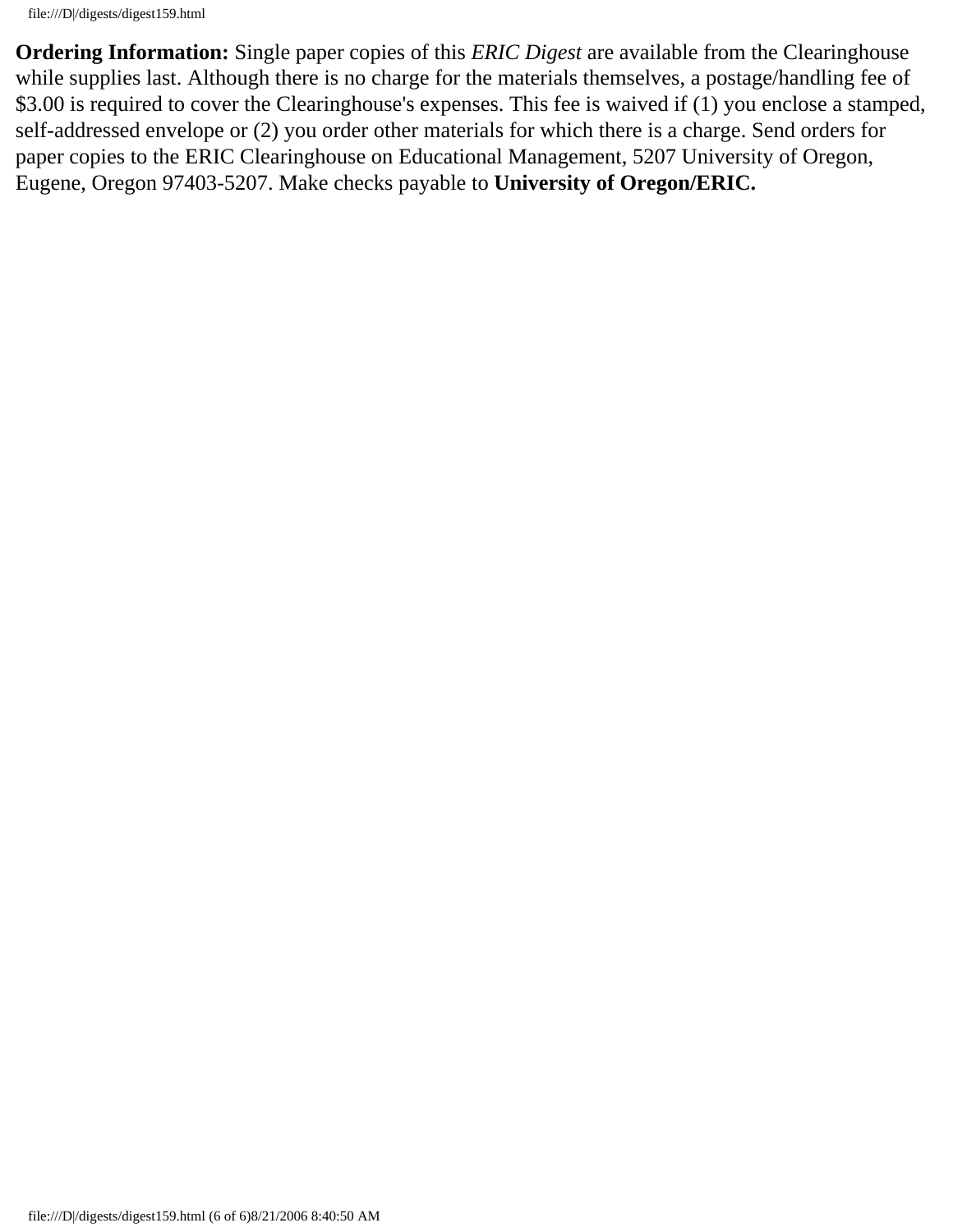**Ordering Information:** Single paper copies of this *ERIC Digest* are available from the Clearinghouse while supplies last. Although there is no charge for the materials themselves, a postage/handling fee of $3.00 is required to cover the Clearinghouse's expenses. This fee is waived if (1) you enclose a stamped, self-addressed envelope or (2) you order other materials for which there is a charge. Send orders for paper copies to the ERIC Clearinghouse on Educational Management, 5207 University of Oregon, Eugene, Oregon 97403-5207. Make checks payable to **University of Oregon/ERIC.**